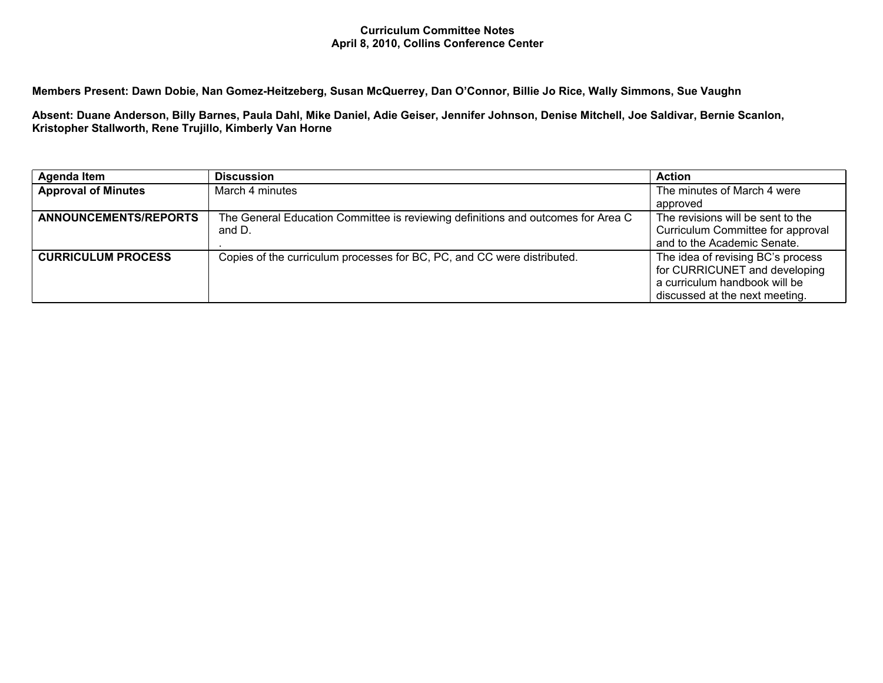**Curriculum Committee Notes**
**April 8, 2010, Collins Conference Center**

**Members Present: Dawn Dobie, Nan Gomez-Heitzeberg, Susan McQuerrey, Dan O'Connor, Billie Jo Rice, Wally Simmons, Sue Vaughn**

**Absent: Duane Anderson, Billy Barnes, Paula Dahl, Mike Daniel, Adie Geiser, Jennifer Johnson, Denise Mitchell, Joe Saldivar, Bernie Scanlon, Kristopher Stallworth, Rene Trujillo, Kimberly Van Horne**

| Agenda Item | Discussion | Action |
| --- | --- | --- |
| **Approval of Minutes** | March 4 minutes | The minutes of March 4 were approved |
| **ANNOUNCEMENTS/REPORTS** | The General Education Committee is reviewing definitions and outcomes for Area C and D. . | The revisions will be sent to the Curriculum Committee for approval and to the Academic Senate. |
| **CURRICULUM PROCESS** | Copies of the curriculum processes for BC, PC, and CC were distributed. | The idea of revising BC's process for CURRICUNET and developing a curriculum handbook will be discussed at the next meeting. |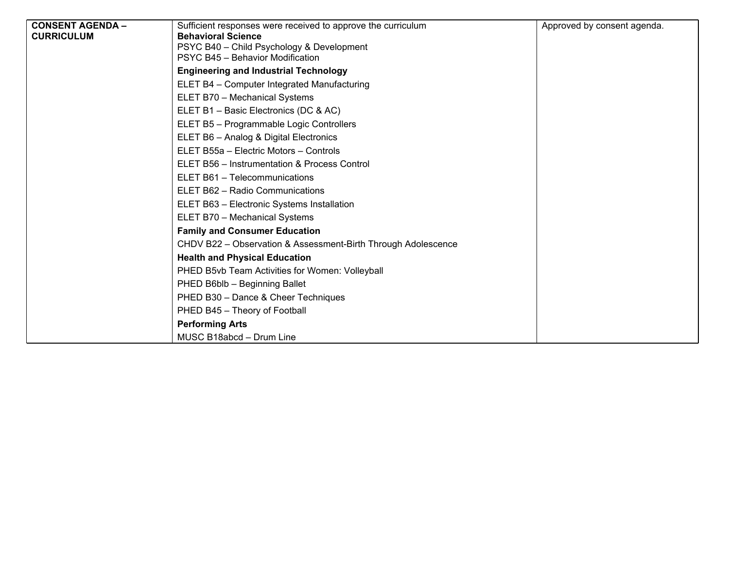| CONSENT AGENDA – CURRICULUM | Sufficient responses were received to approve the curriculum<br>**Behavioral Science**<br>PSYC B40 – Child Psychology & Development<br>PSYC B45 – Behavior Modification<br>**Engineering and Industrial Technology**<br>ELET B4 – Computer Integrated Manufacturing<br>ELET B70 – Mechanical Systems<br>ELET B1 – Basic Electronics (DC & AC)<br>ELET B5 – Programmable Logic Controllers<br>ELET B6 – Analog & Digital Electronics<br>ELET B55a – Electric Motors – Controls<br>ELET B56 – Instrumentation & Process Control<br>ELET B61 – Telecommunications<br>ELET B62 – Radio Communications<br>ELET B63 – Electronic Systems Installation<br>ELET B70 – Mechanical Systems<br>**Family and Consumer Education**<br>CHDV B22 – Observation & Assessment-Birth Through Adolescence<br>**Health and Physical Education**<br>PHED B5vb Team Activities for Women: Volleyball<br>PHED B6blb – Beginning Ballet<br>PHED B30 – Dance & Cheer Techniques<br>PHED B45 – Theory of Football<br>**Performing Arts**<br>MUSC B18abcd – Drum Line | Approved by consent agenda. |
|---|---|---|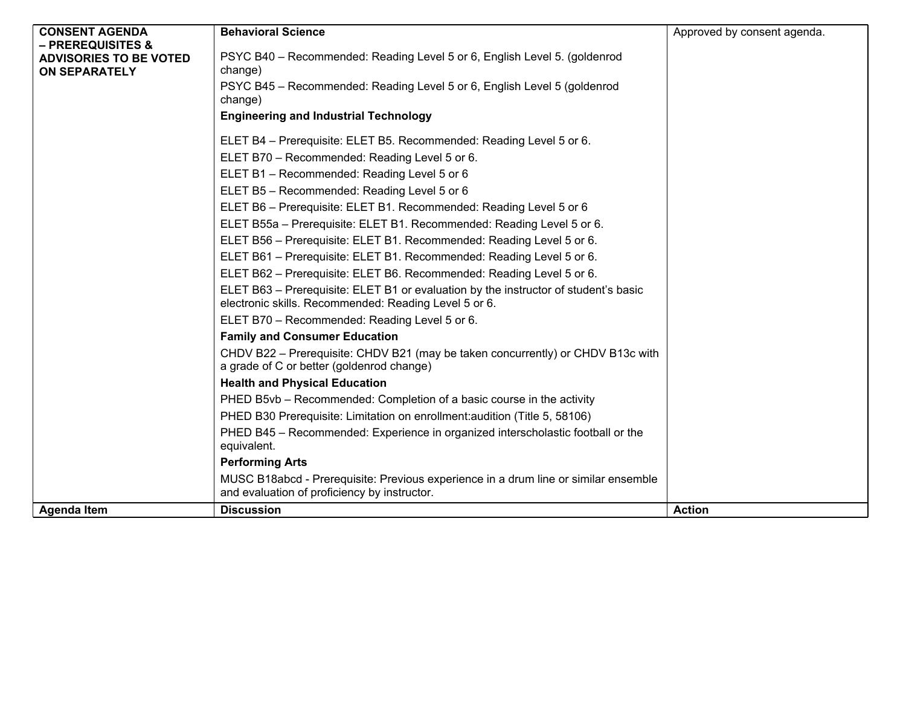| CONSENT AGENDA – PREREQUISITES & ADVISORIES TO BE VOTED ON SEPARATELY | **Behavioral Science**<br><br>PSYC B40 – Recommended: Reading Level 5 or 6, English Level 5. (goldenrod change)<br>PSYC B45 – Recommended: Reading Level 5 or 6, English Level 5 (goldenrod change)<br>**Engineering and Industrial Technology**<br><br>ELET B4 – Prerequisite: ELET B5. Recommended: Reading Level 5 or 6.<br>ELET B70 – Recommended: Reading Level 5 or 6.<br>ELET B1 – Recommended: Reading Level 5 or 6<br>ELET B5 – Recommended: Reading Level 5 or 6<br>ELET B6 – Prerequisite: ELET B1. Recommended: Reading Level 5 or 6<br>ELET B55a – Prerequisite: ELET B1. Recommended: Reading Level 5 or 6.<br>ELET B56 – Prerequisite: ELET B1. Recommended: Reading Level 5 or 6.<br>ELET B61 – Prerequisite: ELET B1. Recommended: Reading Level 5 or 6.<br>ELET B62 – Prerequisite: ELET B6. Recommended: Reading Level 5 or 6.<br>ELET B63 – Prerequisite: ELET B1 or evaluation by the instructor of student's basic electronic skills. Recommended: Reading Level 5 or 6.<br>ELET B70 – Recommended: Reading Level 5 or 6.<br>**Family and Consumer Education**<br>CHDV B22 – Prerequisite: CHDV B21 (may be taken concurrently) or CHDV B13c with a grade of C or better (goldenrod change)<br>**Health and Physical Education**<br>PHED B5vb – Recommended: Completion of a basic course in the activity<br>PHED B30 Prerequisite: Limitation on enrollment:audition (Title 5, 58106)<br>PHED B45 – Recommended: Experience in organized interscholastic football or the equivalent.<br>**Performing Arts**<br>MUSC B18abcd - Prerequisite: Previous experience in a drum line or similar ensemble and evaluation of proficiency by instructor. | Approved by consent agenda. |
|---|---|---|
| **Agenda Item** | **Discussion** | **Action** |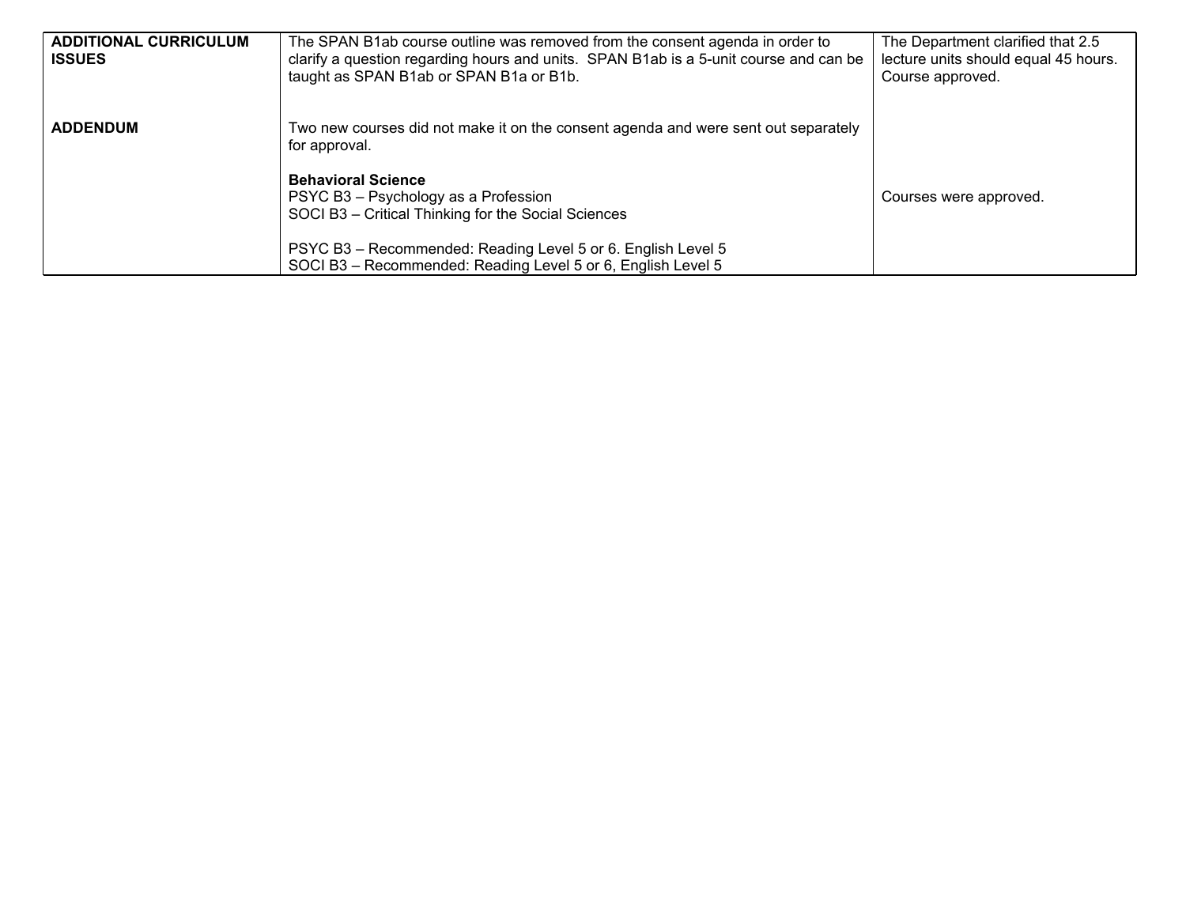| | | |
|---|---|---|
| **ADDITIONAL CURRICULUM ISSUES** | The SPAN B1ab course outline was removed from the consent agenda in order to clarify a question regarding hours and units. SPAN B1ab is a 5-unit course and can be taught as SPAN B1ab or SPAN B1a or B1b. | The Department clarified that 2.5 lecture units should equal 45 hours. Course approved. |
| **ADDENDUM** | Two new courses did not make it on the consent agenda and were sent out separately for approval.<br><br>**Behavioral Science**<br>PSYC B3 – Psychology as a Profession<br>SOCI B3 – Critical Thinking for the Social Sciences<br><br>PSYC B3 – Recommended: Reading Level 5 or 6. English Level 5<br>SOCI B3 – Recommended: Reading Level 5 or 6, English Level 5 | Courses were approved. |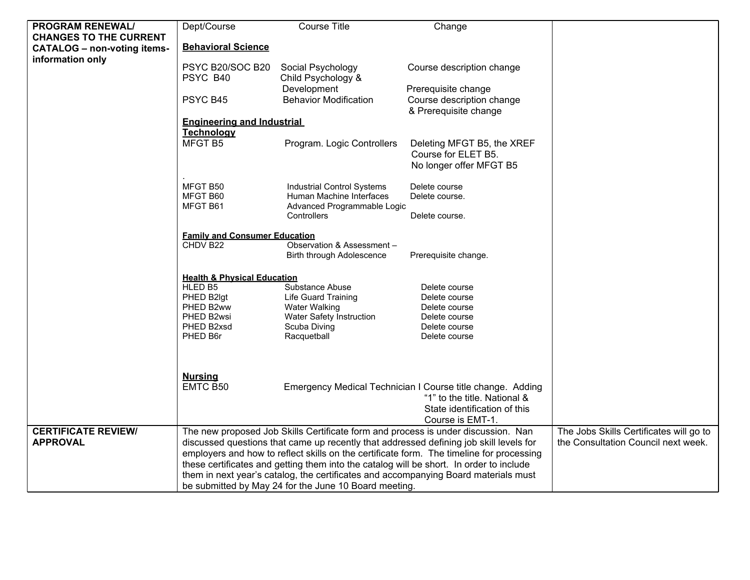| | | |
|---|---|---|
| **PROGRAM RENEWAL/ CHANGES TO THE CURRENT CATALOG – non-voting items-information only** | Dept/Course Course Title Change<br><br>**Behavioral Science**<br><br>PSYC B20/SOC B20 Social Psychology Course description change<br>PSYC B40 Child Psychology & Development Prerequisite change<br>PSYC B45 Behavior Modification Course description change & Prerequisite change<br><br>**Engineering and Industrial Technology**<br>MFGT B5 Program. Logic Controllers Deleting MFGT B5, the XREF Course for ELET B5. No longer offer MFGT B5<br>.<br>MFGT B50 Industrial Control Systems Delete course<br>MFGT B60 Human Machine Interfaces Delete course.<br>MFGT B61 Advanced Programmable Logic Controllers Delete course.<br><br>**Family and Consumer Education**<br>CHDV B22 Observation & Assessment – Birth through Adolescence Prerequisite change.<br><br>**Health & Physical Education**<br>HLED B5 Substance Abuse Delete course<br>PHED B2lgt Life Guard Training Delete course<br>PHED B2ww Water Walking Delete course<br>PHED B2wsi Water Safety Instruction Delete course<br>PHED B2xsd Scuba Diving Delete course<br>PHED B6r Racquetball Delete course<br><br>**Nursing**<br>EMTC B50 Emergency Medical Technician I Course title change. Adding "1" to the title. National & State identification of this Course is EMT-1. | |
| **CERTIFICATE REVIEW/ APPROVAL** | The new proposed Job Skills Certificate form and process is under discussion. Nan discussed questions that came up recently that addressed defining job skill levels for employers and how to reflect skills on the certificate form. The timeline for processing these certificates and getting them into the catalog will be short. In order to include them in next year's catalog, the certificates and accompanying Board materials must be submitted by May 24 for the June 10 Board meeting. | The Jobs Skills Certificates will go to the Consultation Council next week. |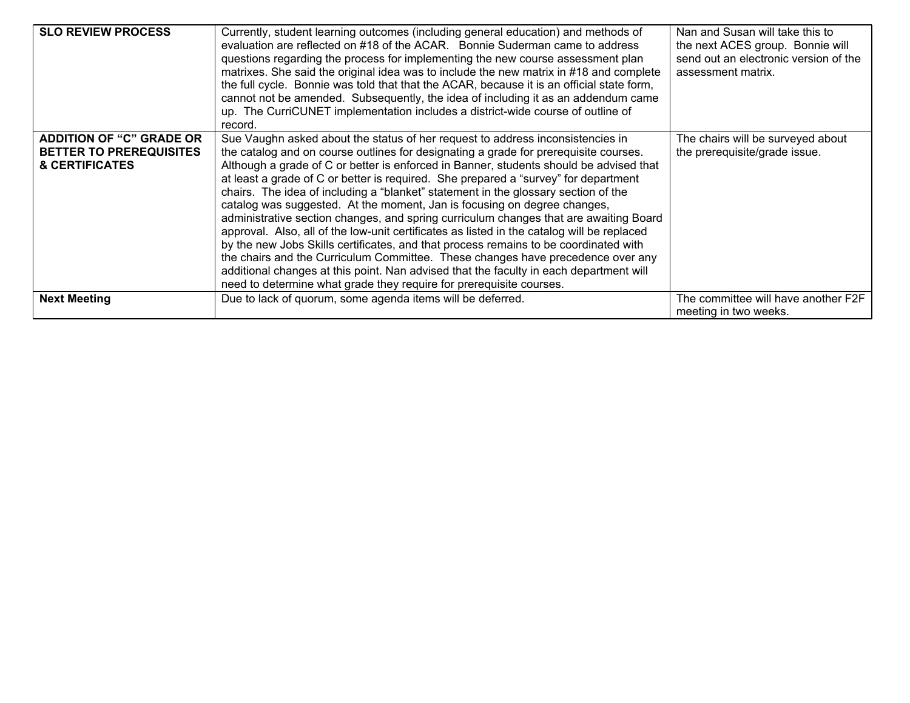| | | |
|---|---|---|
| **SLO REVIEW PROCESS** | Currently, student learning outcomes (including general education) and methods of evaluation are reflected on #18 of the ACAR. Bonnie Suderman came to address questions regarding the process for implementing the new course assessment plan matrixes. She said the original idea was to include the new matrix in #18 and complete the full cycle. Bonnie was told that that the ACAR, because it is an official state form, cannot not be amended. Subsequently, the idea of including it as an addendum came up. The CurriCUNET implementation includes a district-wide course of outline of record. | Nan and Susan will take this to the next ACES group. Bonnie will send out an electronic version of the assessment matrix. |
| **ADDITION OF "C" GRADE OR BETTER TO PREREQUISITES & CERTIFICATES** | Sue Vaughn asked about the status of her request to address inconsistencies in the catalog and on course outlines for designating a grade for prerequisite courses. Although a grade of C or better is enforced in Banner, students should be advised that at least a grade of C or better is required. She prepared a "survey" for department chairs. The idea of including a "blanket" statement in the glossary section of the catalog was suggested. At the moment, Jan is focusing on degree changes, administrative section changes, and spring curriculum changes that are awaiting Board approval. Also, all of the low-unit certificates as listed in the catalog will be replaced by the new Jobs Skills certificates, and that process remains to be coordinated with the chairs and the Curriculum Committee. These changes have precedence over any additional changes at this point. Nan advised that the faculty in each department will need to determine what grade they require for prerequisite courses. | The chairs will be surveyed about the prerequisite/grade issue. |
| **Next Meeting** | Due to lack of quorum, some agenda items will be deferred. | The committee will have another F2F meeting in two weeks. |